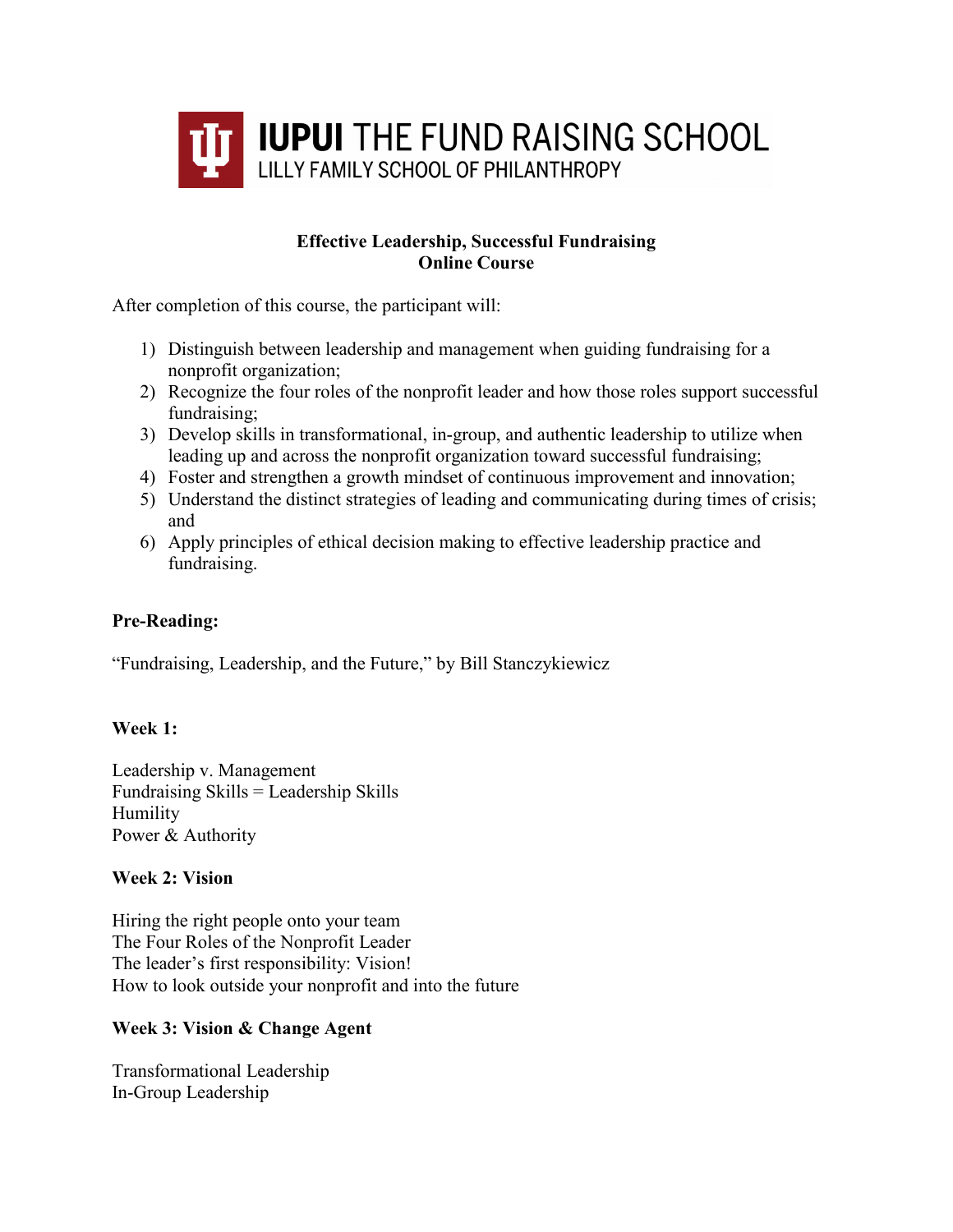IUPUI THE FUND RAISING SCHOOL
LILLY FAMILY SCHOOL OF PHILANTHROPY

# Effective Leadership, Successful Fundraising
## Online Course

After completion of this course, the participant will:

1) Distinguish between leadership and management when guiding fundraising for a nonprofit organization;
2) Recognize the four roles of the nonprofit leader and how those roles support successful fundraising;
3) Develop skills in transformational, in-group, and authentic leadership to utilize when leading up and across the nonprofit organization toward successful fundraising;
4) Foster and strengthen a growth mindset of continuous improvement and innovation;
5) Understand the distinct strategies of leading and communicating during times of crisis; and
6) Apply principles of ethical decision making to effective leadership practice and fundraising.

**Pre-Reading:**

"Fundraising, Leadership, and the Future," by Bill Stanczykiewicz

**Week 1:**

Leadership v. Management
Fundraising Skills = Leadership Skills
Humility
Power & Authority

**Week 2: Vision**

Hiring the right people onto your team
The Four Roles of the Nonprofit Leader
The leader's first responsibility: Vision!
How to look outside your nonprofit and into the future

**Week 3: Vision & Change Agent**

Transformational Leadership
In-Group Leadership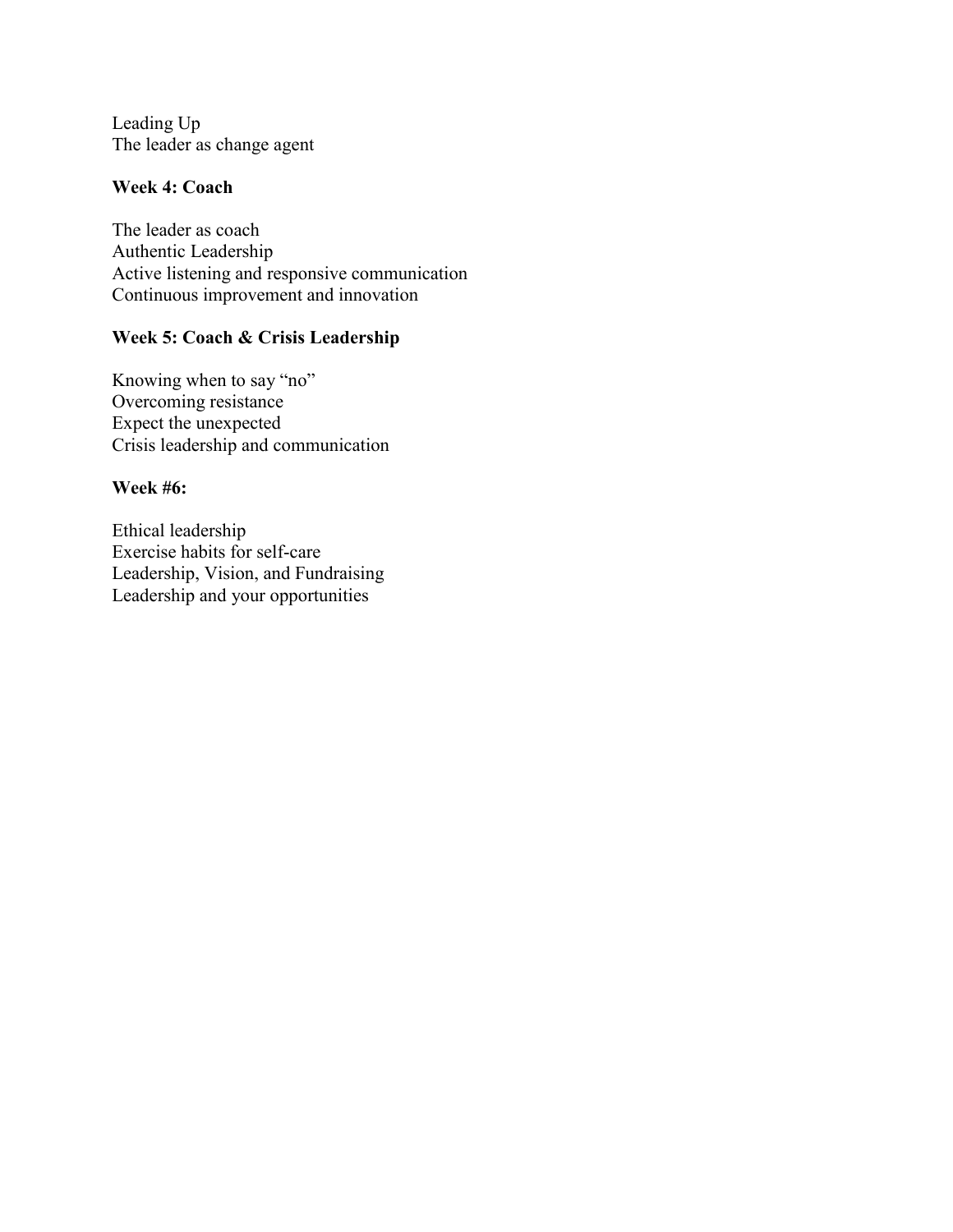Leading Up
The leader as change agent

**Week 4: Coach**

The leader as coach
Authentic Leadership
Active listening and responsive communication
Continuous improvement and innovation

**Week 5: Coach & Crisis Leadership**

Knowing when to say "no"
Overcoming resistance
Expect the unexpected
Crisis leadership and communication

**Week #6:**

Ethical leadership
Exercise habits for self-care
Leadership, Vision, and Fundraising
Leadership and your opportunities